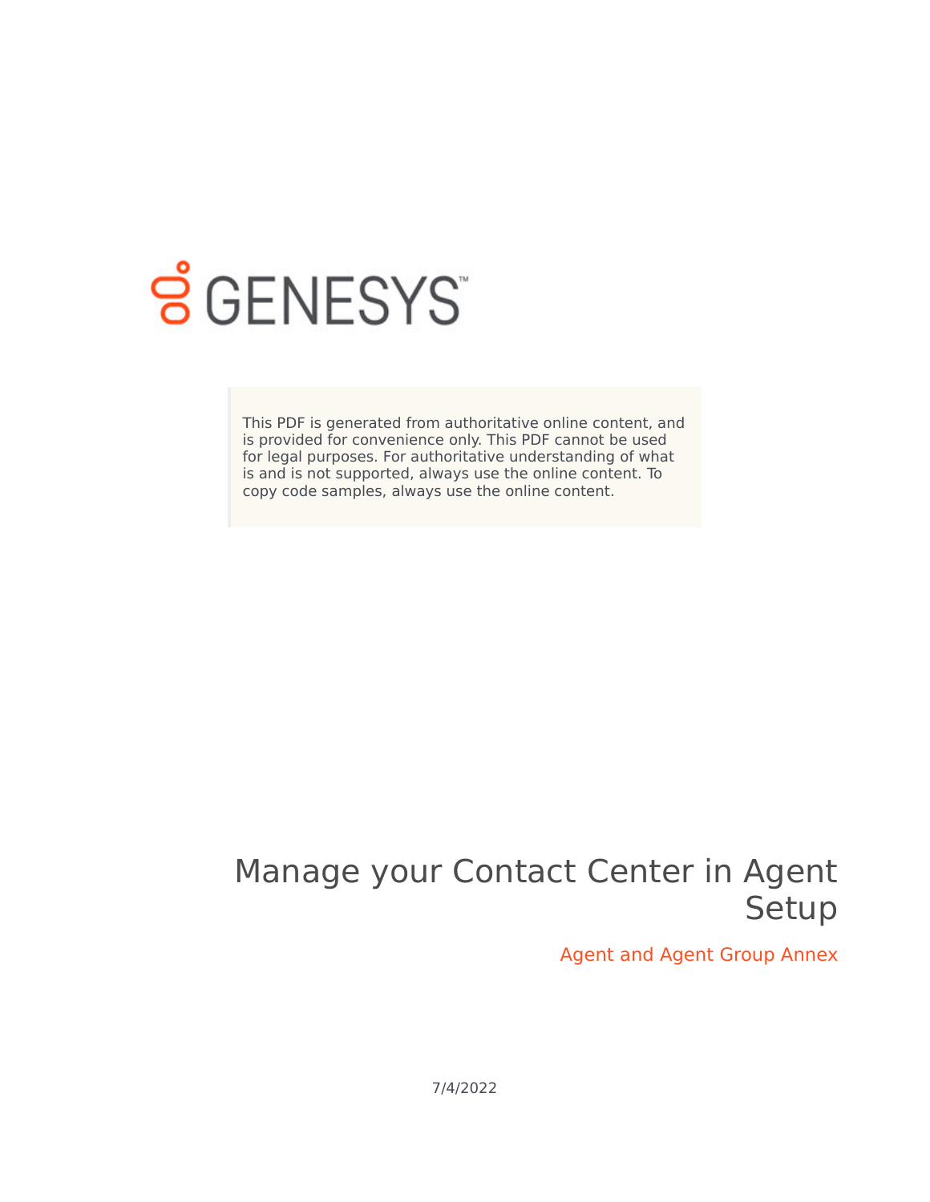GENESYS

This PDF is generated from authoritative online content, and is provided for convenience only. This PDF cannot be used for legal purposes. For authoritative understanding of what is and is not supported, always use the online content. To copy code samples, always use the online content.

# Manage your Contact Center in Agent Setup

## Agent and Agent Group Annex

7/4/2022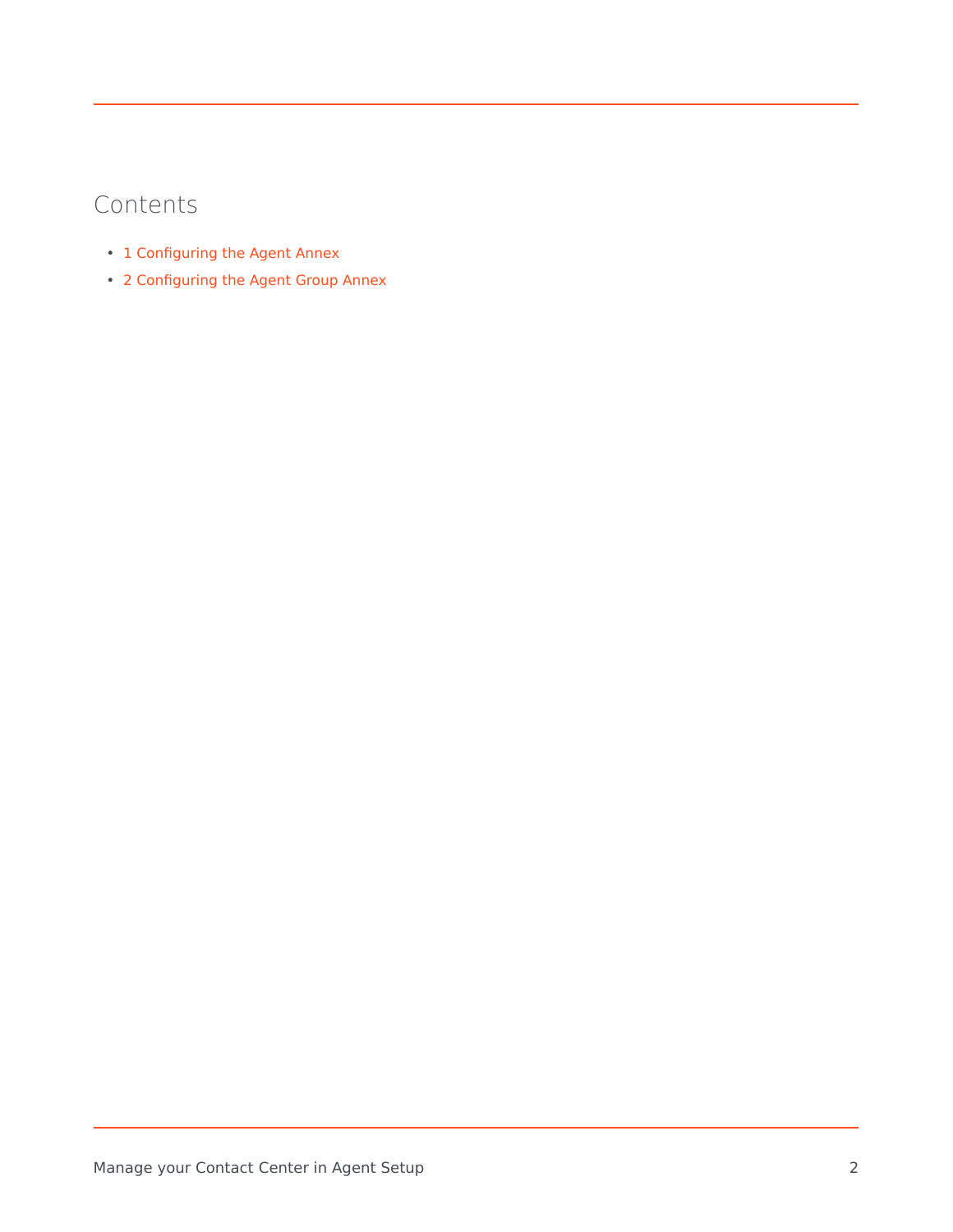## Contents

- 1 Configuring the Agent Annex
- 2 Configuring the Agent Group Annex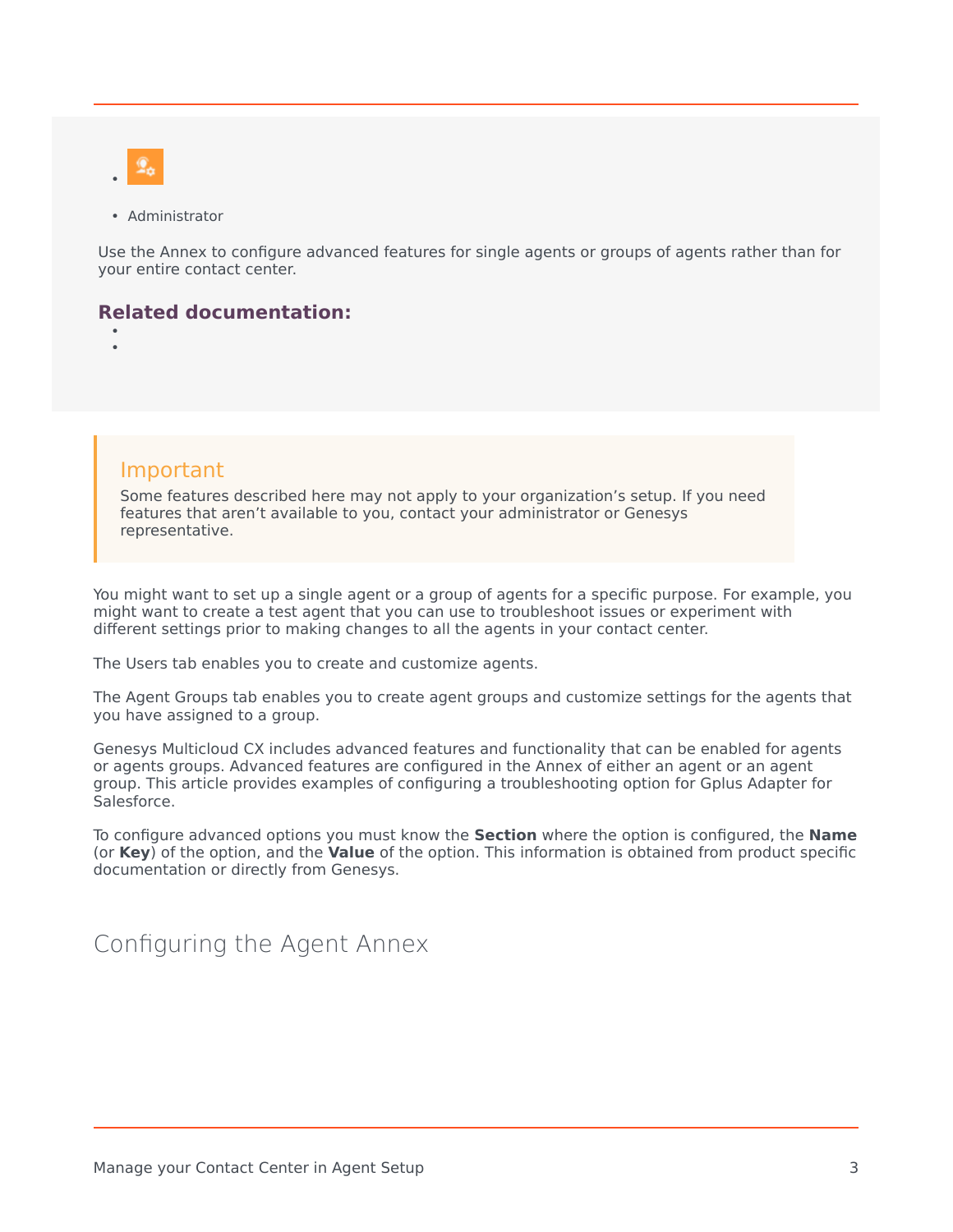- Administrator

Use the Annex to configure advanced features for single agents or groups of agents rather than for your entire contact center.

**Related documentation:**

> **Important**
>
> Some features described here may not apply to your organization's setup. If you need features that aren't available to you, contact your administrator or Genesys representative.

You might want to set up a single agent or a group of agents for a specific purpose. For example, you might want to create a test agent that you can use to troubleshoot issues or experiment with different settings prior to making changes to all the agents in your contact center.

The Users tab enables you to create and customize agents.

The Agent Groups tab enables you to create agent groups and customize settings for the agents that you have assigned to a group.

Genesys Multicloud CX includes advanced features and functionality that can be enabled for agents or agents groups. Advanced features are configured in the Annex of either an agent or an agent group. This article provides examples of configuring a troubleshooting option for Gplus Adapter for Salesforce.

To configure advanced options you must know the **Section** where the option is configured, the **Name** (or **Key**) of the option, and the **Value** of the option. This information is obtained from product specific documentation or directly from Genesys.

## Configuring the Agent Annex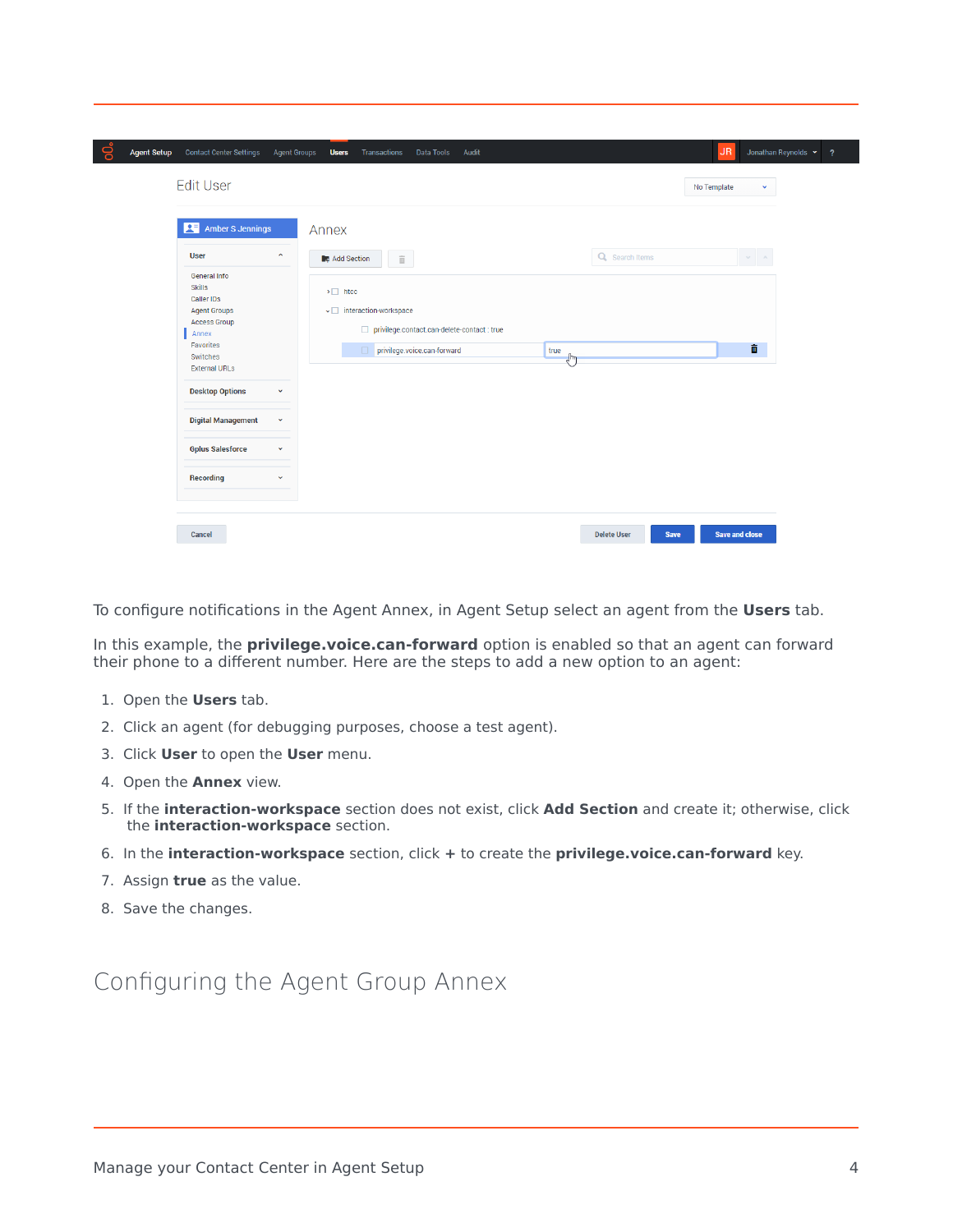To configure notifications in the Agent Annex, in Agent Setup select an agent from the **Users** tab.

In this example, the **privilege.voice.can-forward** option is enabled so that an agent can forward their phone to a different number. Here are the steps to add a new option to an agent:

1. Open the **Users** tab.
2. Click an agent (for debugging purposes, choose a test agent).
3. Click **User** to open the **User** menu.
4. Open the **Annex** view.
5. If the **interaction-workspace** section does not exist, click **Add Section** and create it; otherwise, click the **interaction-workspace** section.
6. In the **interaction-workspace** section, click **+** to create the **privilege.voice.can-forward** key.
7. Assign **true** as the value.
8. Save the changes.

# Configuring the Agent Group Annex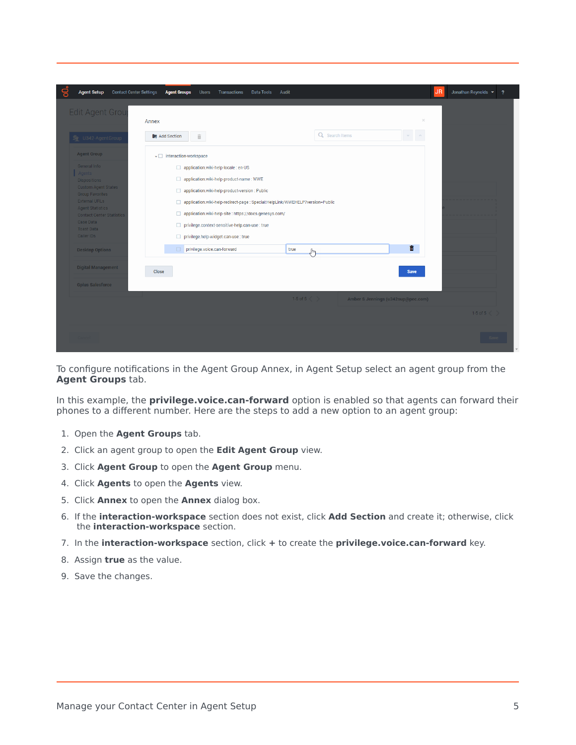To configure notifications in the Agent Group Annex, in Agent Setup select an agent group from the **Agent Groups** tab.

In this example, the **privilege.voice.can-forward** option is enabled so that agents can forward their phones to a different number. Here are the steps to add a new option to an agent group:

1. Open the **Agent Groups** tab.
2. Click an agent group to open the **Edit Agent Group** view.
3. Click **Agent Group** to open the **Agent Group** menu.
4. Click **Agents** to open the **Agents** view.
5. Click **Annex** to open the **Annex** dialog box.
6. If the **interaction-workspace** section does not exist, click **Add Section** and create it; otherwise, click the **interaction-workspace** section.
7. In the **interaction-workspace** section, click **+** to create the **privilege.voice.can-forward** key.
8. Assign **true** as the value.
9. Save the changes.